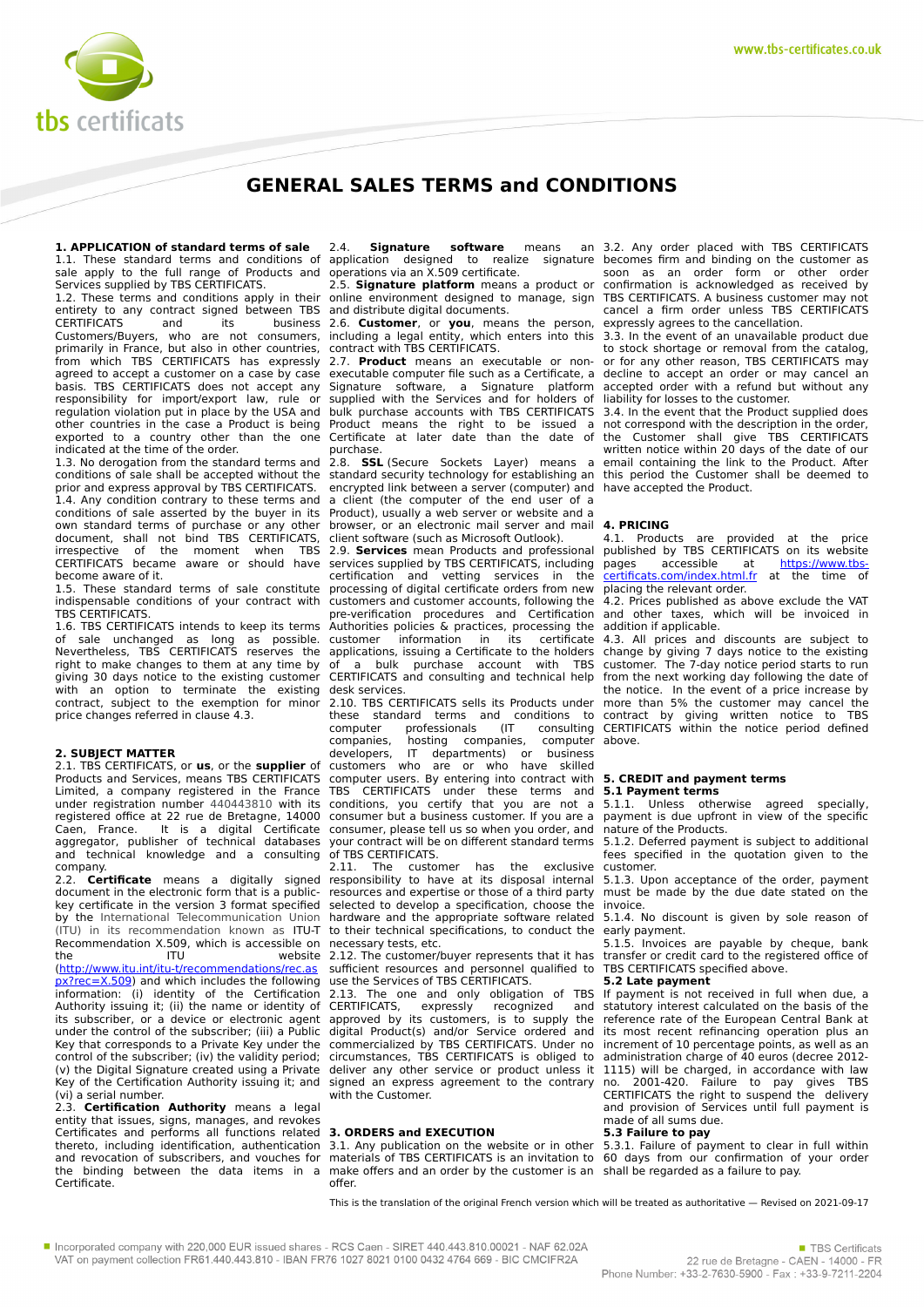# GENERAL SALES TERMS and CONDITIONS

## 1. APPLICATION of standard terms of sale

1.1. These standard terms and conditions of sale apply to the full range of Products and Services supplied by TBS CERTIFICATS.

1.2. These terms and conditions apply in their entirety to any contract signed between TBS CERTIFICATS and its business Customers/Buyers, who are not consumers, primarily in France, but also in other countries, from which TBS CERTIFICATS has expressly agreed to accept a customer on a case by case basis. TBS CERTIFICATS does not accept any responsibility for import/export law, rule or regulation violation put in place by the USA and other countries in the case a Product is being exported to a country other than the one indicated at the time of the order.

1.3. No derogation from the standard terms and conditions of sale shall be accepted without the prior and express approval by TBS CERTIFICATS.

1.4. Any condition contrary to these terms and conditions of sale asserted by the buyer in its own standard terms of purchase or any other document, shall not bind TBS CERTIFICATS, irrespective of the moment when TBS CERTIFICATS became aware or should have become aware of it.

1.5. These standard terms of sale constitute indispensable conditions of your contract with TBS CERTIFICATS.

1.6. TBS CERTIFICATS intends to keep its terms of sale unchanged as long as possible. Nevertheless, TBS CERTIFICATS reserves the right to make changes to them at any time by giving 30 days notice to the existing customer with an option to terminate the existing contract, subject to the exemption for minor price changes referred in clause 4.3.

## 2. SUBJECT MATTER

2.1. TBS CERTIFICATS, or **us**, or the **supplier** of Products and Services, means TBS CERTIFICATS Limited, a company registered in the France under registration number 440443810 with its registered office at 22 rue de Bretagne, 14000 Caen, France. It is a digital Certificate aggregator, publisher of technical databases and technical knowledge and a consulting company.

2.2. **Certificate** means a digitally signed document in the electronic form that is a public-key certificate in the version 3 format specified by the International Telecommunication Union (ITU) in its recommendation known as ITU-T Recommendation X.509, which is accessible on the ITU website (http://www.itu.int/itu-t/recommendations/rec.aspx?rec=X.509) and which includes the following information: (i) identity of the Certification Authority issuing it; (ii) the name or identity of its subscriber, or a device or electronic agent under the control of the subscriber; (iii) a Public Key that corresponds to a Private Key under the control of the subscriber; (iv) the validity period; (v) the Digital Signature created using a Private Key of the Certification Authority issuing it; and (vi) a serial number.

2.3. **Certification Authority** means a legal entity that issues, signs, manages, and revokes Certificates and performs all functions related thereto, including identification, authentication and revocation of subscribers, and vouches for the binding between the data items in a Certificate.

2.4. **Signature software** means an application designed to realize signature operations via an X.509 certificate.

2.5. **Signature platform** means a product or online environment designed to manage, sign and distribute digital documents.

2.6. **Customer**, or **you**, means the person, including a legal entity, which enters into this contract with TBS CERTIFICATS.

2.7. **Product** means an executable or non-executable computer file such as a Certificate, a Signature software, a Signature platform or supplied with the Services and for holders of bulk purchase accounts with TBS CERTIFICATS Product means the right to be issued a Certificate at later date than the date of purchase.

2.8. **SSL** (Secure Sockets Layer) means a standard security technology for establishing an encrypted link between a server (computer) and a client (the computer of the end user of a Product), usually a web server or website and a browser, or an electronic mail server and mail client software (such as Microsoft Outlook).

2.9. **Services** mean Products and professional services supplied by TBS CERTIFICATS, including certification and vetting services in the processing of digital certificate orders from new customers and customer accounts, following the pre-verification procedures and Certification Authorities policies & practices, processing the customer information in its certificate applications, issuing a Certificate to the holders of a bulk purchase account with TBS CERTIFICATS and consulting and technical help desk services.

2.10. TBS CERTIFICATS sells its Products under these standard terms and conditions to computer professionals (IT consulting companies, hosting companies, computer developers, IT departments) or business customers who are or who have skilled computer users. By entering into contract with TBS CERTIFICATS under these terms and conditions, you certify that you are not a consumer but a business customer. If you are a consumer, please tell us so when you order, and your contract will be on different standard terms of TBS CERTIFICATS.

2.11. The customer has the exclusive responsibility to have at its disposal internal resources and expertise or those of a third party selected to develop a specification, choose the hardware and the appropriate software related to their technical specifications, to conduct the necessary tests, etc.

2.12. The customer/buyer represents that it has sufficient resources and personnel qualified to use the Services of TBS CERTIFICATS.

2.13. The one and only obligation of TBS CERTIFICATS, expressly recognized and approved by its customers, is to supply the digital Product(s) and/or Service ordered and commercialized by TBS CERTIFICATS. Under no circumstances, TBS CERTIFICATS is obliged to deliver any other service or product unless it signed an express agreement to the contrary with the Customer.

## 3. ORDERS and EXECUTION

3.1. Any publication on the website or in other materials of TBS CERTIFICATS is an invitation to make offers and an order by the customer is an offer.

3.2. Any order placed with TBS CERTIFICATS becomes firm and binding on the customer as soon as an order form or other order confirmation is acknowledged as received by TBS CERTIFICATS. A business customer may not cancel a firm order unless TBS CERTIFICATS expressly agrees to the cancellation.

3.3. In the event of an unavailable product due to stock shortage or removal from the catalog, or for any other reason, TBS CERTIFICATS may decline to accept an order or may cancel an accepted order with a refund but without any liability for losses to the customer.

3.4. In the event that the Product supplied does not correspond with the description in the order, the Customer shall give TBS CERTIFICATS written notice within 20 days of the date of our email containing the link to the Product. After this period the Customer shall be deemed to have accepted the Product.

## 4. PRICING

4.1. Products are provided at the price published by TBS CERTIFICATS on its website pages accessible at https://www.tbs-certificats.com/index.html.fr at the time of placing the relevant order.

4.2. Prices published as above exclude the VAT and other taxes, which will be invoiced in addition if applicable.

4.3. All prices and discounts are subject to change by giving 7 days notice to the existing customer. The 7-day notice period starts to run from the next working day following the date of the notice. In the event of a price increase by more than 5% the customer may cancel the contract by giving written notice to TBS CERTIFICATS within the notice period defined above.

## 5. CREDIT and payment terms

### 5.1 Payment terms

5.1.1. Unless otherwise agreed specially, payment is due upfront in view of the specific nature of the Products.

5.1.2. Deferred payment is subject to additional fees specified in the quotation given to the customer.

5.1.3. Upon acceptance of the order, payment must be made by the due date stated on the invoice.

5.1.4. No discount is given by sole reason of early payment.

5.1.5. Invoices are payable by cheque, bank transfer or credit card to the registered office of TBS CERTIFICATS specified above.

### 5.2 Late payment

If payment is not received in full when due, a statutory interest calculated on the basis of the reference rate of the European Central Bank at its most recent refinancing operation plus an increment of 10 percentage points, as well as an administration charge of 40 euros (decree 2012-1115) will be charged, in accordance with law no. 2001-420. Failure to pay gives TBS CERTIFICATS the right to suspend the delivery and provision of Services until full payment is made of all sums due.

### 5.3 Failure to pay

5.3.1. Failure of payment to clear in full within 60 days from our confirmation of your order shall be regarded as a failure to pay.

This is the translation of the original French version which will be treated as authoritative — Revised on 2021-09-17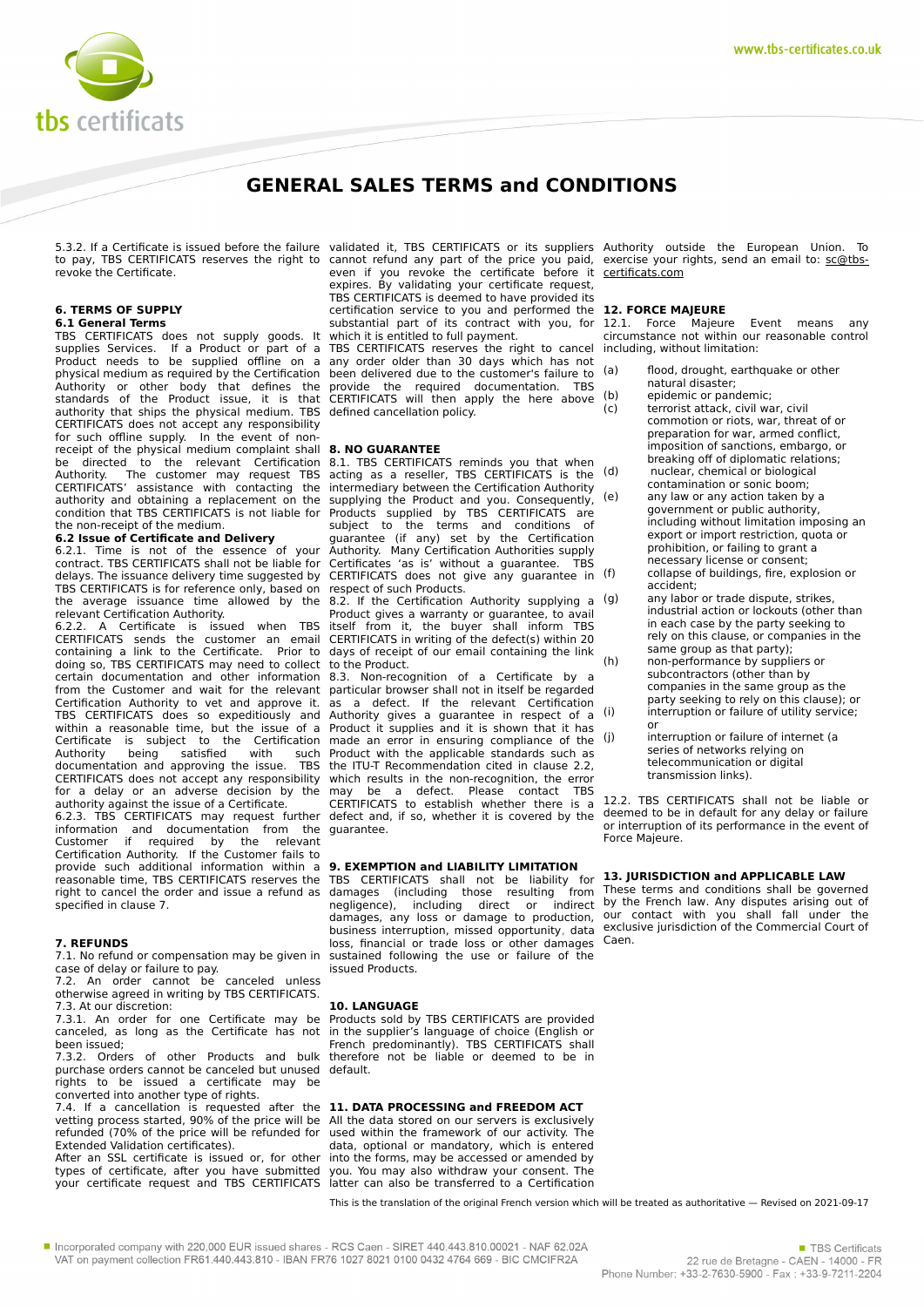# GENERAL SALES TERMS and CONDITIONS

5.3.2. If a Certificate is issued before the failure to pay, TBS CERTIFICATS reserves the right to revoke the Certificate.

## 6. TERMS OF SUPPLY

### 6.1 General Terms

TBS CERTIFICATS does not supply goods. It supplies Services. If a Product or part of a Product needs to be supplied offline on a physical medium as required by the Certification Authority or other body that defines the standards of the Product issue, it is that authority that ships the physical medium. TBS CERTIFICATS does not accept any responsibility for such offline supply. In the event of non-receipt of the physical medium complaint shall be directed to the relevant Certification Authority. The customer may request TBS CERTIFICATS' assistance with contacting the authority and obtaining a replacement on the condition that TBS CERTIFICATS is not liable for the non-receipt of the medium.

### 6.2 Issue of Certificate and Delivery

6.2.1. Time is not of the essence of your contract. TBS CERTIFICATS shall not be liable for delays. The issuance delivery time suggested by TBS CERTIFICATS is for reference only, based on the average issuance time allowed by the relevant Certification Authority.

6.2.2. A Certificate is issued when TBS CERTIFICATS sends the customer an email containing a link to the Certificate. Prior to doing so, TBS CERTIFICATS may need to collect certain documentation and other information from the Customer and wait for the relevant Certification Authority to vet and approve it. TBS CERTIFICATS does so expeditiously and within a reasonable time, but the issue of a Certificate is subject to the Certification Authority being satisfied with such documentation and approving the issue. TBS CERTIFICATS does not accept any responsibility for a delay or an adverse decision by the authority against the issue of a Certificate.

6.2.3. TBS CERTIFICATS may request further information and documentation from the Customer if required by the relevant Certification Authority. If the Customer fails to provide such additional information within a reasonable time, TBS CERTIFICATS reserves the right to cancel the order and issue a refund as specified in clause 7.

## 7. REFUNDS

7.1. No refund or compensation may be given in case of delay or failure to pay.

7.2. An order cannot be canceled unless otherwise agreed in writing by TBS CERTIFICATS.

7.3. At our discretion:

7.3.1. An order for one Certificate may be canceled, as long as the Certificate has not been issued;

7.3.2. Orders of other Products and bulk purchase orders cannot be canceled but unused rights to be issued a certificate may be converted into another type of rights.

7.4. If a cancellation is requested after the vetting process started, 90% of the price will be refunded (70% of the price will be refunded for Extended Validation certificates).

After an SSL certificate is issued or, for other types of certificate, after you have submitted your certificate request and TBS CERTIFICATS validated it, TBS CERTIFICATS or its suppliers cannot refund any part of the price you paid, even if you revoke the certificate before it expires. By validating your certificate request, TBS CERTIFICATS is deemed to have provided its certification service to you and performed the substantial part of its contract with you, for which it is entitled to full payment.

TBS CERTIFICATS reserves the right to cancel any order older than 30 days which has not been delivered due to the customer's failure to provide the required documentation. TBS CERTIFICATS will then apply the here above defined cancellation policy.

## 8. NO GUARANTEE

8.1. TBS CERTIFICATS reminds you that when acting as a reseller, TBS CERTIFICATS is the intermediary between the Certification Authority supplying the Product and you. Consequently, Products supplied by TBS CERTIFICATS are subject to the terms and conditions of guarantee (if any) set by the Certification Authority. Many Certification Authorities supply Certificates 'as is' without a guarantee. TBS CERTIFICATS does not give any guarantee in respect of such Products.

8.2. If the Certification Authority supplying a Product gives a warranty or guarantee, to avail itself from it, the buyer shall inform TBS CERTIFICATS in writing of the defect(s) within 20 days of receipt of our email containing the link to the Product.

8.3. Non-recognition of a Certificate by a particular browser shall not in itself be regarded as a defect. If the relevant Certification Authority gives a guarantee in respect of a Product it supplies and it is shown that it has made an error in ensuring compliance of the Product with the applicable standards such as the ITU-T Recommendation cited in clause 2.2, which results in the non-recognition, the error may be a defect. Please contact TBS CERTIFICATS to establish whether there is a defect and, if so, whether it is covered by the guarantee.

## 9. EXEMPTION and LIABILITY LIMITATION

TBS CERTIFICATS shall not be liability for damages (including those resulting from negligence), including direct or indirect damages, any loss or damage to production, business interruption, missed opportunity, data loss, financial or trade loss or other damages sustained following the use or failure of the issued Products.

## 10. LANGUAGE

Products sold by TBS CERTIFICATS are provided in the supplier's language of choice (English or French predominantly). TBS CERTIFICATS shall therefore not be liable or deemed to be in default.

## 11. DATA PROCESSING and FREEDOM ACT

All the data stored on our servers is exclusively used within the framework of our activity. The data, optional or mandatory, which is entered into the forms, may be accessed or amended by you. You may also withdraw your consent. The latter can also be transferred to a Certification Authority outside the European Union. To exercise your rights, send an email to: sc@tbs-certificats.com

## 12. FORCE MAJEURE

12.1. Force Majeure Event means any circumstance not within our reasonable control including, without limitation:

(a) flood, drought, earthquake or other natural disaster;

(b) epidemic or pandemic;

(c) terrorist attack, civil war, civil commotion or riots, war, threat of or preparation for war, armed conflict, imposition of sanctions, embargo, or breaking off of diplomatic relations;

(d) nuclear, chemical or biological contamination or sonic boom;

(e) any law or any action taken by a government or public authority, including without limitation imposing an export or import restriction, quota or prohibition, or failing to grant a necessary license or consent;

(f) collapse of buildings, fire, explosion or accident;

(g) any labor or trade dispute, strikes, industrial action or lockouts (other than in each case by the party seeking to rely on this clause, or companies in the same group as that party);

(h) non-performance by suppliers or subcontractors (other than by companies in the same group as the party seeking to rely on this clause); or

(i) interruption or failure of utility service; or

(j) interruption or failure of internet (a series of networks relying on telecommunication or digital transmission links).

12.2. TBS CERTIFICATS shall not be liable or deemed to be in default for any delay or failure or interruption of its performance in the event of Force Majeure.

## 13. JURISDICTION and APPLICABLE LAW

These terms and conditions shall be governed by the French law. Any disputes arising out of our contact with you shall fall under the exclusive jurisdiction of the Commercial Court of Caen.

This is the translation of the original French version which will be treated as authoritative — Revised on 2021-09-17